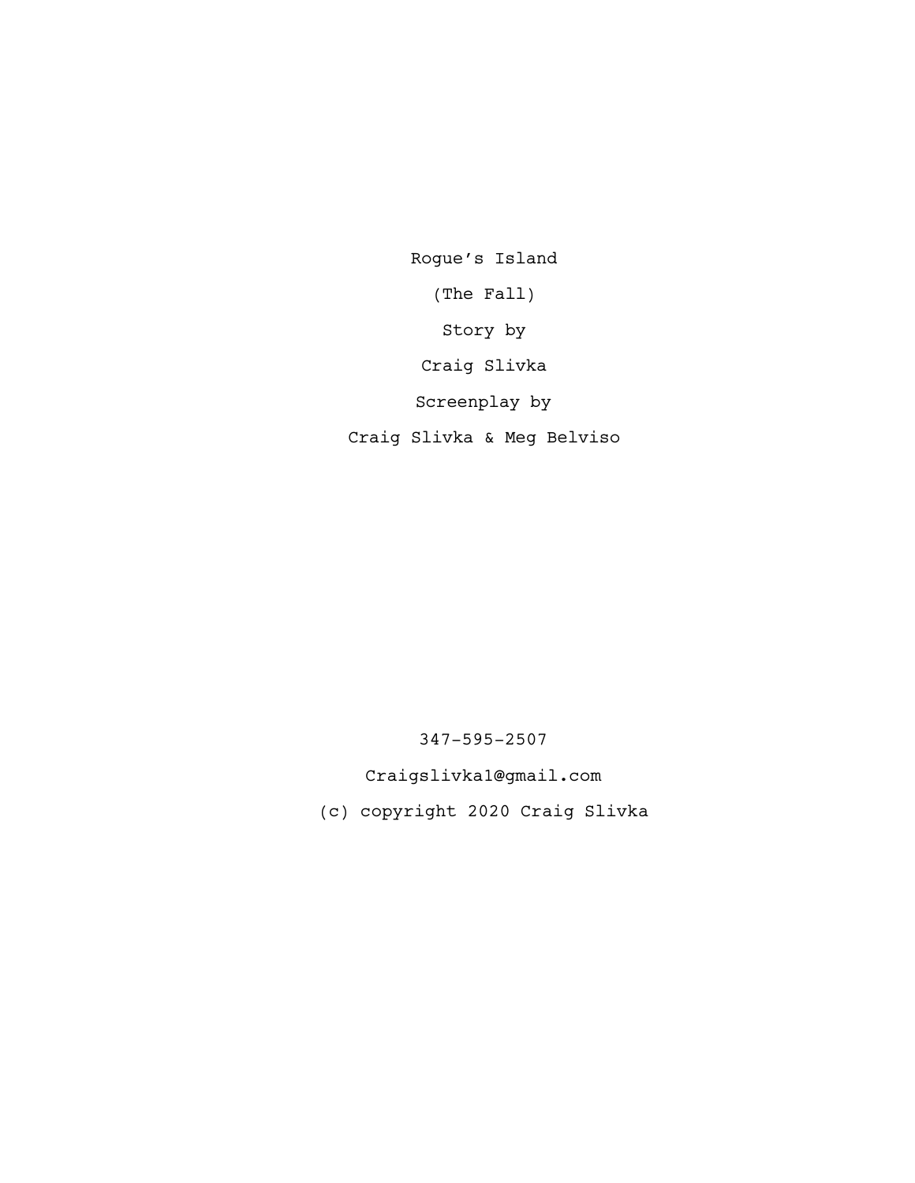# Rogue's Island

(The Fall)

Story by

Craig Slivka

Screenplay by

Craig Slivka & Meg Belviso

347-595-2507

Craigslivka1@gmail.com

(c) copyright 2020 Craig Slivka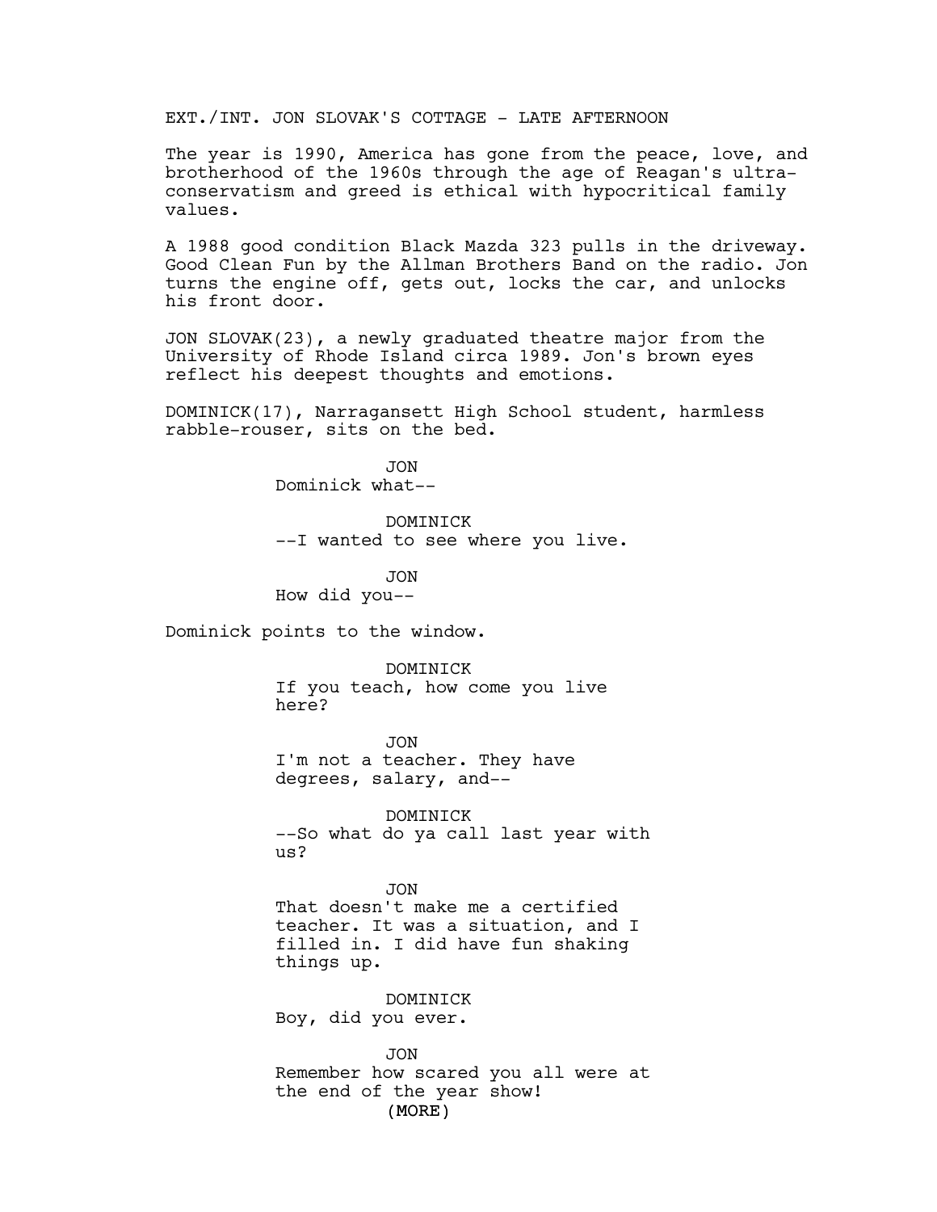EXT./INT. JON SLOVAK'S COTTAGE - LATE AFTERNOON

The year is 1990, America has gone from the peace, love, and brotherhood of the 1960s through the age of Reagan's ultra-conservatism and greed is ethical with hypocritical family values.

A 1988 good condition Black Mazda 323 pulls in the driveway. Good Clean Fun by the Allman Brothers Band on the radio. Jon turns the engine off, gets out, locks the car, and unlocks his front door.

JON SLOVAK(23), a newly graduated theatre major from the University of Rhode Island circa 1989. Jon's brown eyes reflect his deepest thoughts and emotions.

DOMINICK(17), Narragansett High School student, harmless rabble-rouser, sits on the bed.

JON
Dominick what--

DOMINICK
--I wanted to see where you live.

JON
How did you--

Dominick points to the window.

DOMINICK
If you teach, how come you live here?

JON
I'm not a teacher. They have degrees, salary, and--

DOMINICK
--So what do ya call last year with us?

JON
That doesn't make me a certified teacher. It was a situation, and I filled in. I did have fun shaking things up.

DOMINICK
Boy, did you ever.

JON
Remember how scared you all were at the end of the year show!
(MORE)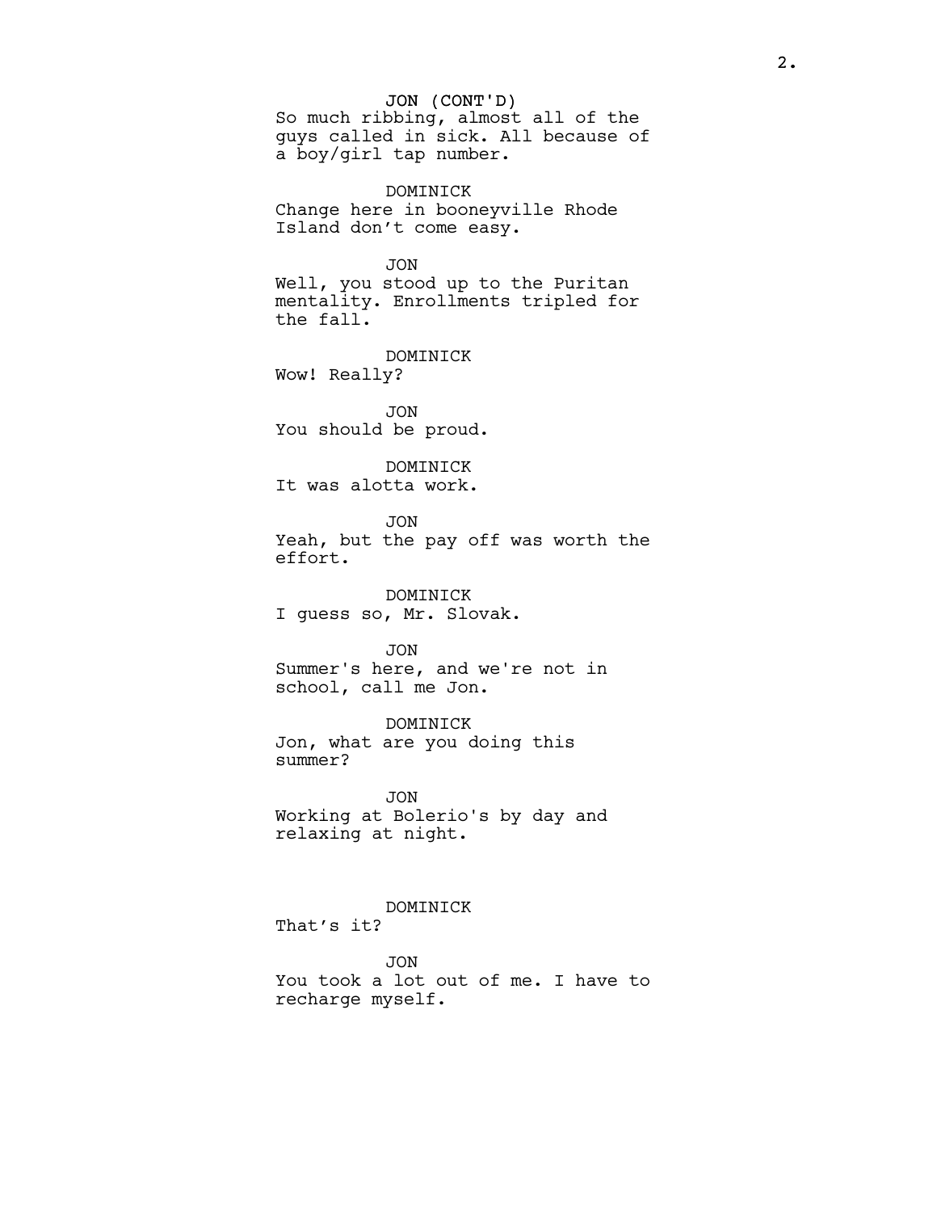JON (CONT'D)
So much ribbing, almost all of the guys called in sick. All because of a boy/girl tap number.

DOMINICK
Change here in booneyville Rhode Island don't come easy.

JON
Well, you stood up to the Puritan mentality. Enrollments tripled for the fall.

DOMINICK
Wow! Really?

JON
You should be proud.

DOMINICK
It was alotta work.

JON
Yeah, but the pay off was worth the effort.

DOMINICK
I guess so, Mr. Slovak.

JON
Summer's here, and we're not in school, call me Jon.

DOMINICK
Jon, what are you doing this summer?

JON
Working at Bolerio's by day and relaxing at night.

DOMINICK
That's it?

JON
You took a lot out of me. I have to recharge myself.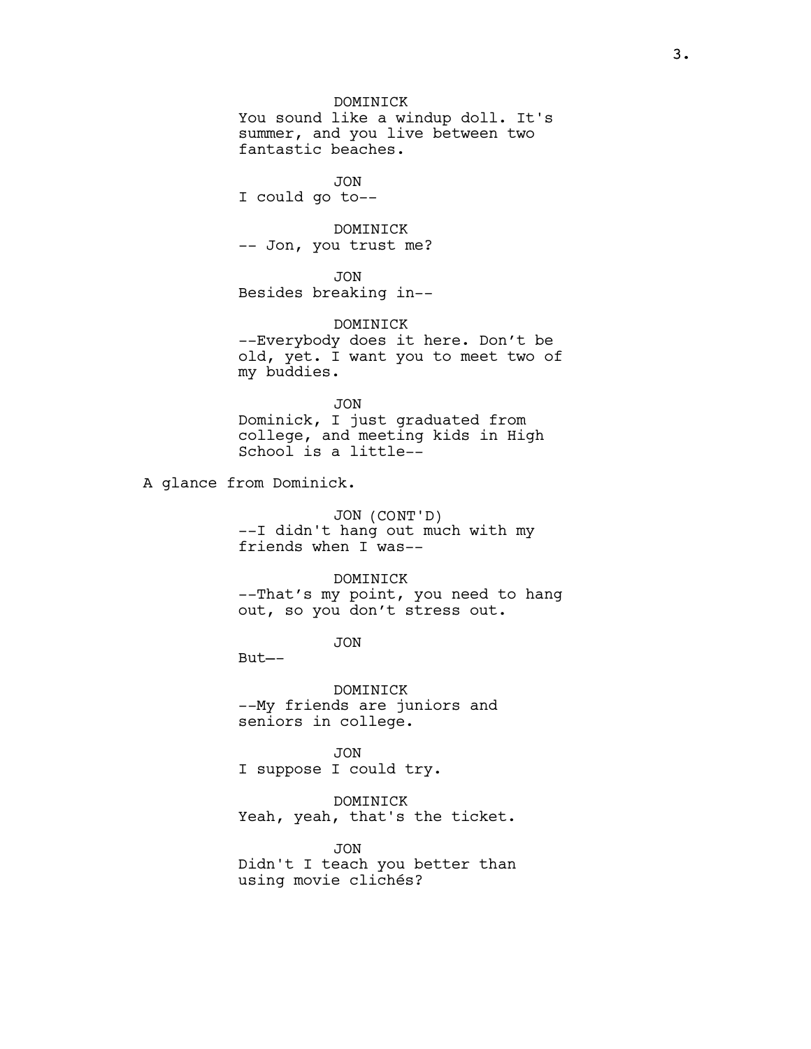DOMINICK
You sound like a windup doll. It's summer, and you live between two fantastic beaches.

JON
I could go to--

DOMINICK
-- Jon, you trust me?

JON
Besides breaking in--

DOMINICK
--Everybody does it here. Don't be old, yet. I want you to meet two of my buddies.

JON
Dominick, I just graduated from college, and meeting kids in High School is a little--

A glance from Dominick.

JON (CONT'D)
--I didn't hang out much with my friends when I was--

DOMINICK
--That's my point, you need to hang out, so you don't stress out.

JON
But—-

DOMINICK
--My friends are juniors and seniors in college.

JON
I suppose I could try.

DOMINICK
Yeah, yeah, that's the ticket.

JON
Didn't I teach you better than using movie clichés?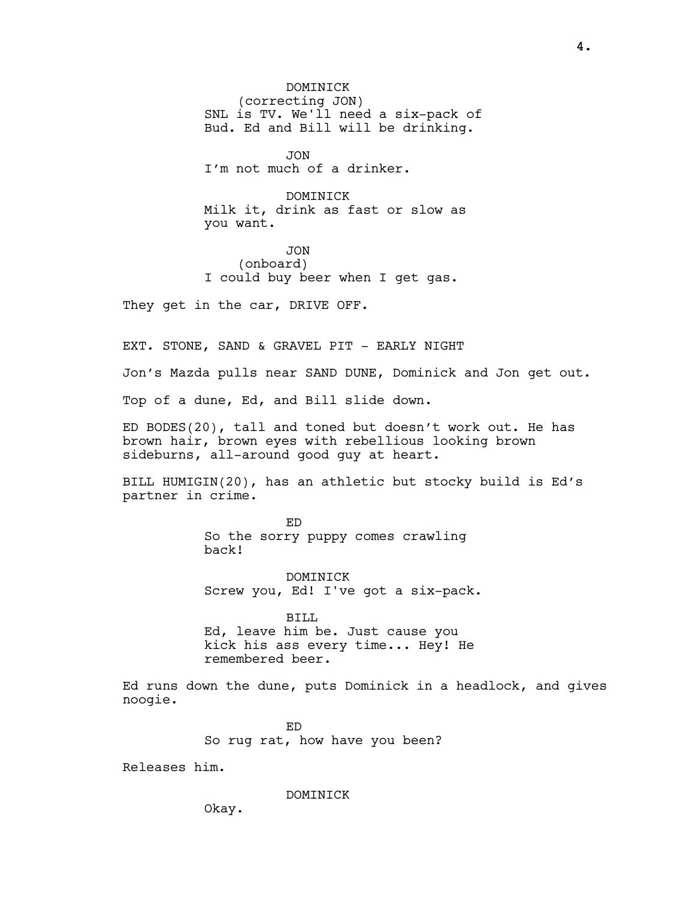DOMINICK
(correcting JON)
SNL is TV. We'll need a six-pack of Bud. Ed and Bill will be drinking.

JON
I'm not much of a drinker.

DOMINICK
Milk it, drink as fast or slow as you want.

JON
(onboard)
I could buy beer when I get gas.

They get in the car, DRIVE OFF.

EXT. STONE, SAND & GRAVEL PIT - EARLY NIGHT

Jon's Mazda pulls near SAND DUNE, Dominick and Jon get out.

Top of a dune, Ed, and Bill slide down.

ED BODES(20), tall and toned but doesn't work out. He has brown hair, brown eyes with rebellious looking brown sideburns, all-around good guy at heart.

BILL HUMIGIN(20), has an athletic but stocky build is Ed's partner in crime.

ED
So the sorry puppy comes crawling back!

DOMINICK
Screw you, Ed! I've got a six-pack.

BILL
Ed, leave him be. Just cause you kick his ass every time... Hey! He remembered beer.

Ed runs down the dune, puts Dominick in a headlock, and gives noogie.

ED
So rug rat, how have you been?

Releases him.

DOMINICK
Okay.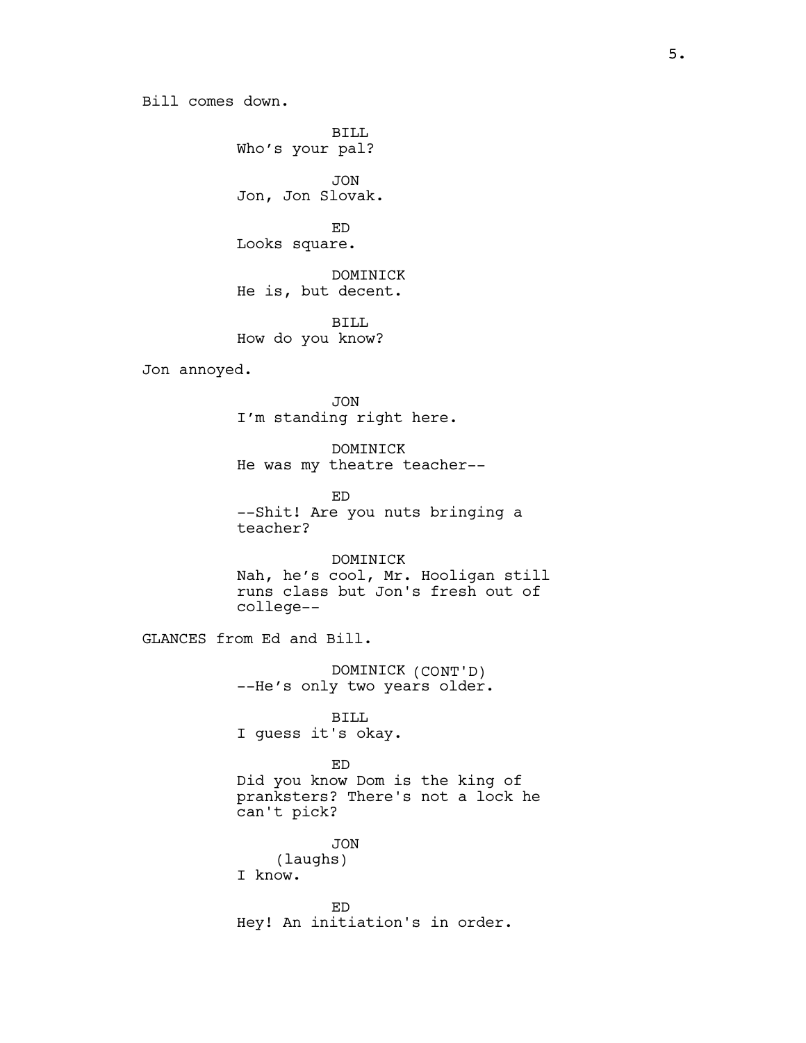Bill comes down.

BILL
Who's your pal?

JON
Jon, Jon Slovak.

ED
Looks square.

DOMINICK
He is, but decent.

BILL
How do you know?

Jon annoyed.

JON
I'm standing right here.

DOMINICK
He was my theatre teacher--

ED
--Shit! Are you nuts bringing a teacher?

DOMINICK
Nah, he's cool, Mr. Hooligan still runs class but Jon's fresh out of college--

GLANCES from Ed and Bill.

DOMINICK (CONT'D)
--He's only two years older.

BILL
I guess it's okay.

ED
Did you know Dom is the king of pranksters? There's not a lock he can't pick?

JON
(laughs)
I know.

ED
Hey! An initiation's in order.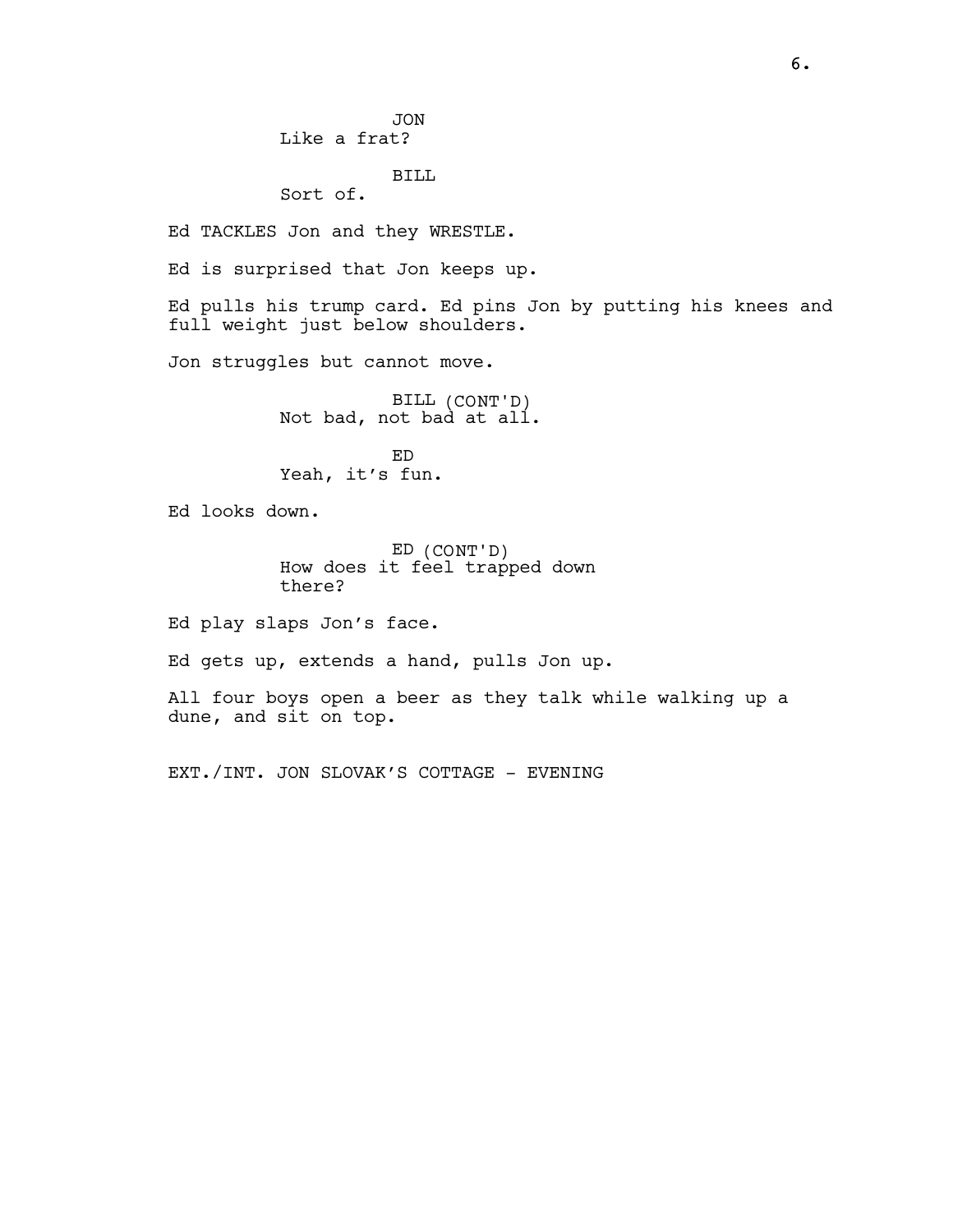JON
Like a frat?

BILL
Sort of.

Ed TACKLES Jon and they WRESTLE.

Ed is surprised that Jon keeps up.

Ed pulls his trump card. Ed pins Jon by putting his knees and full weight just below shoulders.

Jon struggles but cannot move.

BILL (CONT'D)
Not bad, not bad at all.

ED
Yeah, it's fun.

Ed looks down.

ED (CONT'D)
How does it feel trapped down there?

Ed play slaps Jon's face.

Ed gets up, extends a hand, pulls Jon up.

All four boys open a beer as they talk while walking up a dune, and sit on top.

EXT./INT. JON SLOVAK'S COTTAGE - EVENING